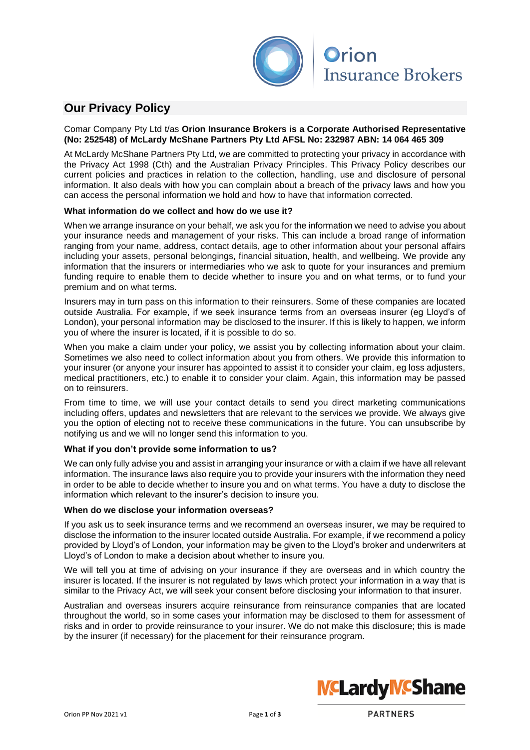## Our Privacy Policy

Comar Company Pty Ltd t/as **Orion Insurance Brokers is a Corporate Authorised Representative (No: 252548) of McLardy McShane Partners Pty Ltd AFSL No: 232987 ABN: 14 064 465 309**

At McLardy McShane Partners Pty Ltd, we are committed to protecting your privacy in accordance with the Privacy Act 1998 (Cth) and the Australian Privacy Principles. This Privacy Policy describes our current policies and practices in relation to the collection, handling, use and disclosure of personal information. It also deals with how you can complain about a breach of the privacy laws and how you can access the personal information we hold and how to have that information corrected.

**What information do we collect and how do we use it?**

When we arrange insurance on your behalf, we ask you for the information we need to advise you about your insurance needs and management of your risks. This can include a broad range of information ranging from your name, address, contact details, age to other information about your personal affairs including your assets, personal belongings, financial situation, health, and wellbeing. We provide any information that the insurers or intermediaries who we ask to quote for your insurances and premium funding require to enable them to decide whether to insure you and on what terms, or to fund your premium and on what terms.

Insurers may in turn pass on this information to their reinsurers. Some of these companies are located outside Australia. For example, if we seek insurance terms from an overseas insurer (eg Lloyd's of London), your personal information may be disclosed to the insurer. If this is likely to happen, we inform you of where the insurer is located, if it is possible to do so.

When you make a claim under your policy, we assist you by collecting information about your claim. Sometimes we also need to collect information about you from others. We provide this information to your insurer (or anyone your insurer has appointed to assist it to consider your claim, eg loss adjusters, medical practitioners, etc.) to enable it to consider your claim. Again, this information may be passed on to reinsurers.

From time to time, we will use your contact details to send you direct marketing communications including offers, updates and newsletters that are relevant to the services we provide. We always give you the option of electing not to receive these communications in the future. You can unsubscribe by notifying us and we will no longer send this information to you.

**What if you don't provide some information to us?**

We can only fully advise you and assist in arranging your insurance or with a claim if we have all relevant information. The insurance laws also require you to provide your insurers with the information they need in order to be able to decide whether to insure you and on what terms. You have a duty to disclose the information which relevant to the insurer's decision to insure you.

**When do we disclose your information overseas?**

If you ask us to seek insurance terms and we recommend an overseas insurer, we may be required to disclose the information to the insurer located outside Australia. For example, if we recommend a policy provided by Lloyd's of London, your information may be given to the Lloyd's broker and underwriters at Lloyd's of London to make a decision about whether to insure you.

We will tell you at time of advising on your insurance if they are overseas and in which country the insurer is located. If the insurer is not regulated by laws which protect your information in a way that is similar to the Privacy Act, we will seek your consent before disclosing your information to that insurer.

Australian and overseas insurers acquire reinsurance from reinsurance companies that are located throughout the world, so in some cases your information may be disclosed to them for assessment of risks and in order to provide reinsurance to your insurer. We do not make this disclosure; this is made by the insurer (if necessary) for the placement for their reinsurance program.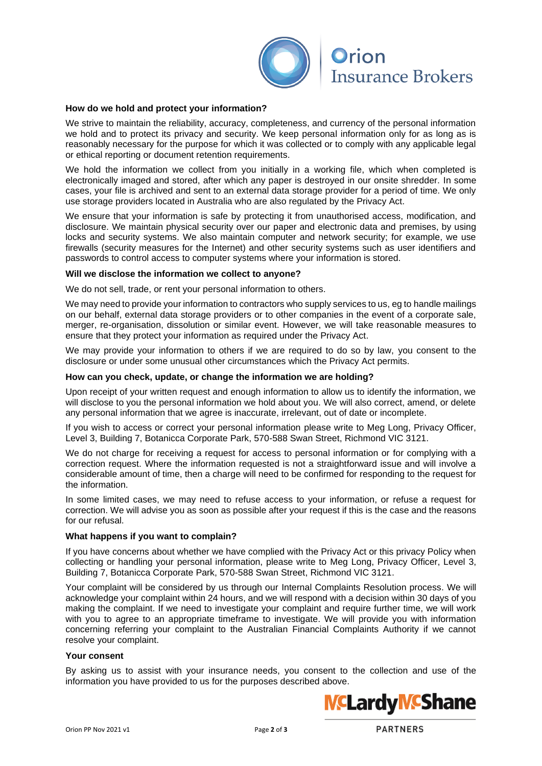## How do we hold and protect your information?

We strive to maintain the reliability, accuracy, completeness, and currency of the personal information we hold and to protect its privacy and security. We keep personal information only for as long as is reasonably necessary for the purpose for which it was collected or to comply with any applicable legal or ethical reporting or document retention requirements.

We hold the information we collect from you initially in a working file, which when completed is electronically imaged and stored, after which any paper is destroyed in our onsite shredder. In some cases, your file is archived and sent to an external data storage provider for a period of time. We only use storage providers located in Australia who are also regulated by the Privacy Act.

We ensure that your information is safe by protecting it from unauthorised access, modification, and disclosure. We maintain physical security over our paper and electronic data and premises, by using locks and security systems. We also maintain computer and network security; for example, we use firewalls (security measures for the Internet) and other security systems such as user identifiers and passwords to control access to computer systems where your information is stored.

## Will we disclose the information we collect to anyone?

We do not sell, trade, or rent your personal information to others.

We may need to provide your information to contractors who supply services to us, eg to handle mailings on our behalf, external data storage providers or to other companies in the event of a corporate sale, merger, re-organisation, dissolution or similar event. However, we will take reasonable measures to ensure that they protect your information as required under the Privacy Act.

We may provide your information to others if we are required to do so by law, you consent to the disclosure or under some unusual other circumstances which the Privacy Act permits.

## How can you check, update, or change the information we are holding?

Upon receipt of your written request and enough information to allow us to identify the information, we will disclose to you the personal information we hold about you. We will also correct, amend, or delete any personal information that we agree is inaccurate, irrelevant, out of date or incomplete.

If you wish to access or correct your personal information please write to Meg Long, Privacy Officer, Level 3, Building 7, Botanicca Corporate Park, 570-588 Swan Street, Richmond VIC 3121.

We do not charge for receiving a request for access to personal information or for complying with a correction request. Where the information requested is not a straightforward issue and will involve a considerable amount of time, then a charge will need to be confirmed for responding to the request for the information.

In some limited cases, we may need to refuse access to your information, or refuse a request for correction. We will advise you as soon as possible after your request if this is the case and the reasons for our refusal.

## What happens if you want to complain?

If you have concerns about whether we have complied with the Privacy Act or this privacy Policy when collecting or handling your personal information, please write to Meg Long, Privacy Officer, Level 3, Building 7, Botanicca Corporate Park, 570-588 Swan Street, Richmond VIC 3121.

Your complaint will be considered by us through our Internal Complaints Resolution process. We will acknowledge your complaint within 24 hours, and we will respond with a decision within 30 days of you making the complaint. If we need to investigate your complaint and require further time, we will work with you to agree to an appropriate timeframe to investigate. We will provide you with information concerning referring your complaint to the Australian Financial Complaints Authority if we cannot resolve your complaint.

## Your consent

By asking us to assist with your insurance needs, you consent to the collection and use of the information you have provided to us for the purposes described above.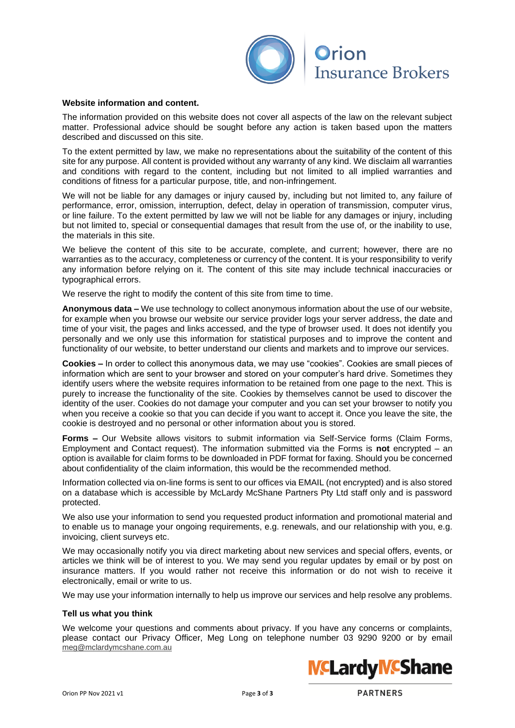**Website information and content.**

The information provided on this website does not cover all aspects of the law on the relevant subject matter. Professional advice should be sought before any action is taken based upon the matters described and discussed on this site.

To the extent permitted by law, we make no representations about the suitability of the content of this site for any purpose. All content is provided without any warranty of any kind. We disclaim all warranties and conditions with regard to the content, including but not limited to all implied warranties and conditions of fitness for a particular purpose, title, and non-infringement.

We will not be liable for any damages or injury caused by, including but not limited to, any failure of performance, error, omission, interruption, defect, delay in operation of transmission, computer virus, or line failure. To the extent permitted by law we will not be liable for any damages or injury, including but not limited to, special or consequential damages that result from the use of, or the inability to use, the materials in this site.

We believe the content of this site to be accurate, complete, and current; however, there are no warranties as to the accuracy, completeness or currency of the content. It is your responsibility to verify any information before relying on it. The content of this site may include technical inaccuracies or typographical errors.

We reserve the right to modify the content of this site from time to time.

**Anonymous data –** We use technology to collect anonymous information about the use of our website, for example when you browse our website our service provider logs your server address, the date and time of your visit, the pages and links accessed, and the type of browser used. It does not identify you personally and we only use this information for statistical purposes and to improve the content and functionality of our website, to better understand our clients and markets and to improve our services.

**Cookies –** In order to collect this anonymous data, we may use "cookies". Cookies are small pieces of information which are sent to your browser and stored on your computer's hard drive. Sometimes they identify users where the website requires information to be retained from one page to the next. This is purely to increase the functionality of the site. Cookies by themselves cannot be used to discover the identity of the user. Cookies do not damage your computer and you can set your browser to notify you when you receive a cookie so that you can decide if you want to accept it. Once you leave the site, the cookie is destroyed and no personal or other information about you is stored.

**Forms –** Our Website allows visitors to submit information via Self-Service forms (Claim Forms, Employment and Contact request). The information submitted via the Forms is **not** encrypted – an option is available for claim forms to be downloaded in PDF format for faxing. Should you be concerned about confidentiality of the claim information, this would be the recommended method.

Information collected via on-line forms is sent to our offices via EMAIL (not encrypted) and is also stored on a database which is accessible by McLardy McShane Partners Pty Ltd staff only and is password protected.

We also use your information to send you requested product information and promotional material and to enable us to manage your ongoing requirements, e.g. renewals, and our relationship with you, e.g. invoicing, client surveys etc.

We may occasionally notify you via direct marketing about new services and special offers, events, or articles we think will be of interest to you. We may send you regular updates by email or by post on insurance matters. If you would rather not receive this information or do not wish to receive it electronically, email or write to us.

We may use your information internally to help us improve our services and help resolve any problems.

**Tell us what you think**

We welcome your questions and comments about privacy. If you have any concerns or complaints, please contact our Privacy Officer, Meg Long on telephone number 03 9290 9200 or by email meg@mclardymcshane.com.au

Orion PP Nov 2021 v1